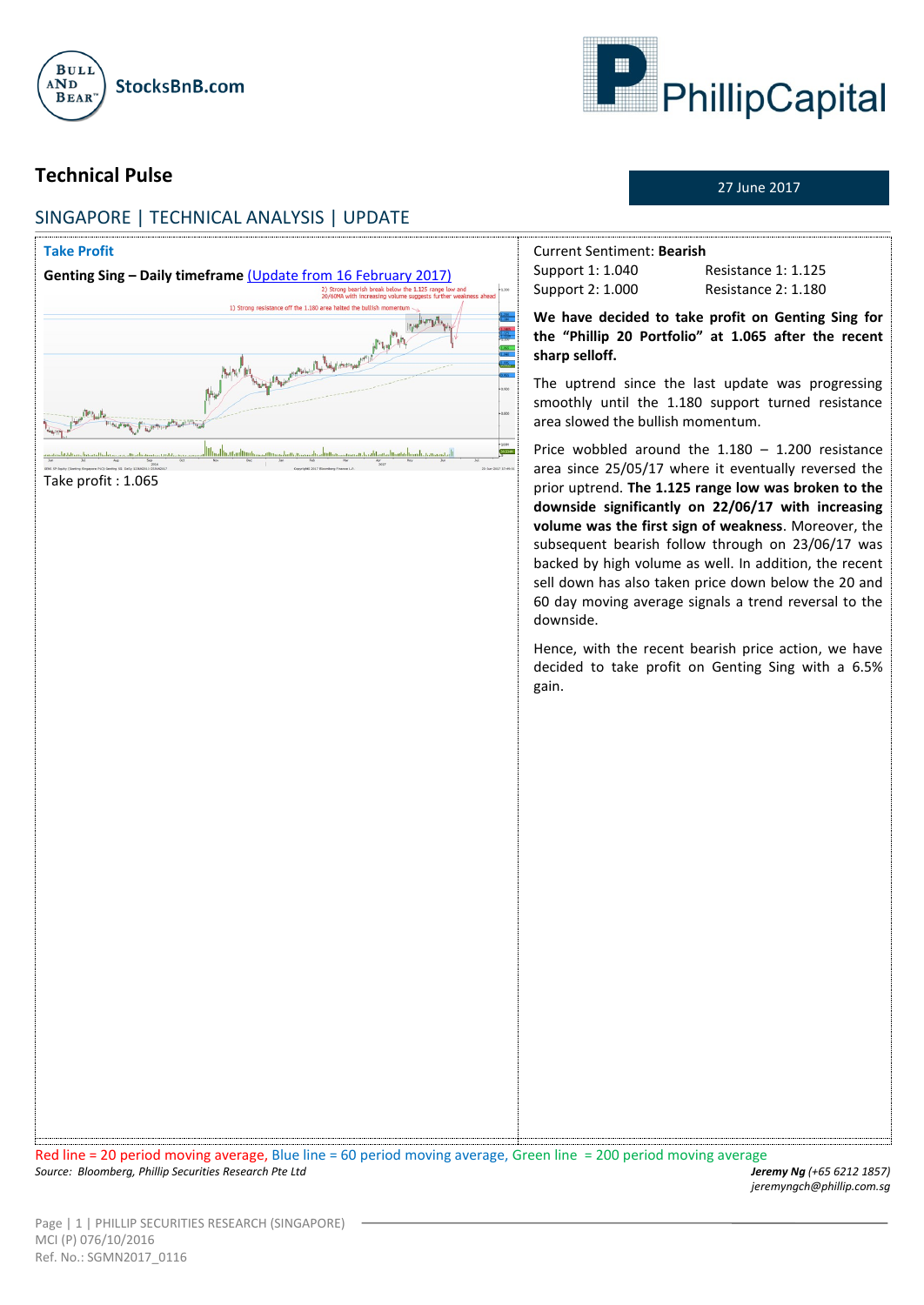# Technical Pulse

27 June 2017

## SINGAPORE | TECHNICAL ANALYSIS | UPDATE

### Take Profit

**Genting Sing – Daily timeframe** [(Update from 16 February 2017)]

Take profit : 1.065

Current Sentiment: **Bearish**

| Support 1: 1.040 | Resistance 1: 1.125 |
|---|---|
| Support 2: 1.000 | Resistance 2: 1.180 |

**We have decided to take profit on Genting Sing for the "Phillip 20 Portfolio" at 1.065 after the recent sharp selloff.**

The uptrend since the last update was progressing smoothly until the 1.180 support turned resistance area slowed the bullish momentum.

Price wobbled around the 1.180 – 1.200 resistance area since 25/05/17 where it eventually reversed the prior uptrend. **The 1.125 range low was broken to the downside significantly on 22/06/17 with increasing volume was the first sign of weakness**. Moreover, the subsequent bearish follow through on 23/06/17 was backed by high volume as well. In addition, the recent sell down has also taken price down below the 20 and 60 day moving average signals a trend reversal to the downside.

Hence, with the recent bearish price action, we have decided to take profit on Genting Sing with a 6.5% gain.

Red line = 20 period moving average, Blue line = 60 period moving average, Green line = 200 period moving average

*Source: Bloomberg, Phillip Securities Research Pte Ltd*

***Jeremy Ng** (+65 6212 1857)*
*jeremyngch@phillip.com.sg*

MCI (P) 076/10/2016
Ref. No.: SGMN2017_0116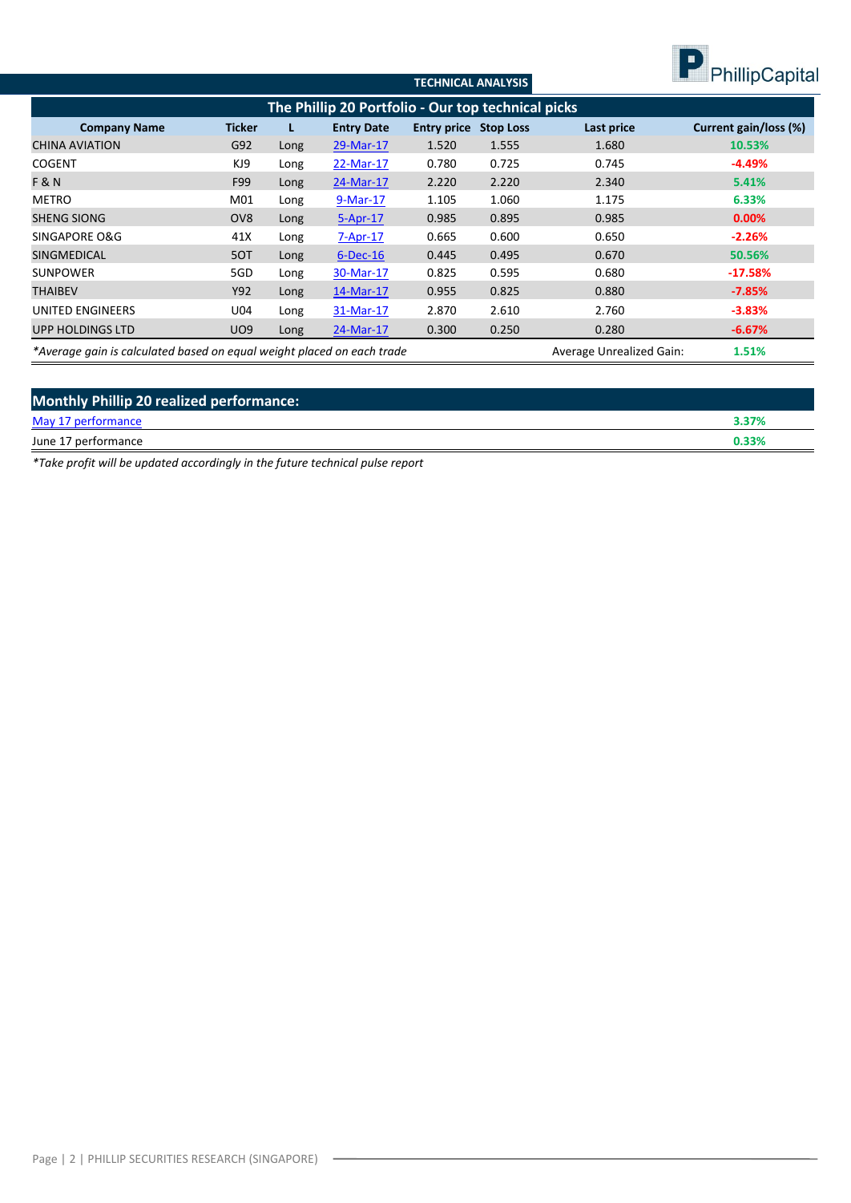TECHNICAL ANALYSIS

## The Phillip 20 Portfolio - Our top technical picks

| Company Name | Ticker | L | Entry Date | Entry price | Stop Loss | Last price | Current gain/loss (%) |
|---|---|---|---|---|---|---|---|
| CHINA AVIATION | G92 | Long | 29-Mar-17 | 1.520 | 1.555 | 1.680 | 10.53% |
| COGENT | KJ9 | Long | 22-Mar-17 | 0.780 | 0.725 | 0.745 | -4.49% |
| F & N | F99 | Long | 24-Mar-17 | 2.220 | 2.220 | 2.340 | 5.41% |
| METRO | M01 | Long | 9-Mar-17 | 1.105 | 1.060 | 1.175 | 6.33% |
| SHENG SIONG | OV8 | Long | 5-Apr-17 | 0.985 | 0.895 | 0.985 | 0.00% |
| SINGAPORE O&G | 41X | Long | 7-Apr-17 | 0.665 | 0.600 | 0.650 | -2.26% |
| SINGMEDICAL | 5OT | Long | 6-Dec-16 | 0.445 | 0.495 | 0.670 | 50.56% |
| SUNPOWER | 5GD | Long | 30-Mar-17 | 0.825 | 0.595 | 0.680 | -17.58% |
| THAIBEV | Y92 | Long | 14-Mar-17 | 0.955 | 0.825 | 0.880 | -7.85% |
| UNITED ENGINEERS | U04 | Long | 31-Mar-17 | 2.870 | 2.610 | 2.760 | -3.83% |
| UPP HOLDINGS LTD | UO9 | Long | 24-Mar-17 | 0.300 | 0.250 | 0.280 | -6.67% |

*Average gain is calculated based on equal weight placed on each trade — Average Unrealized Gain: 1.51%

## Monthly Phillip 20 realized performance:

| Period | Performance |
|---|---|
| May 17 performance | 3.37% |
| June 17 performance | 0.33% |

*Take profit will be updated accordingly in the future technical pulse report*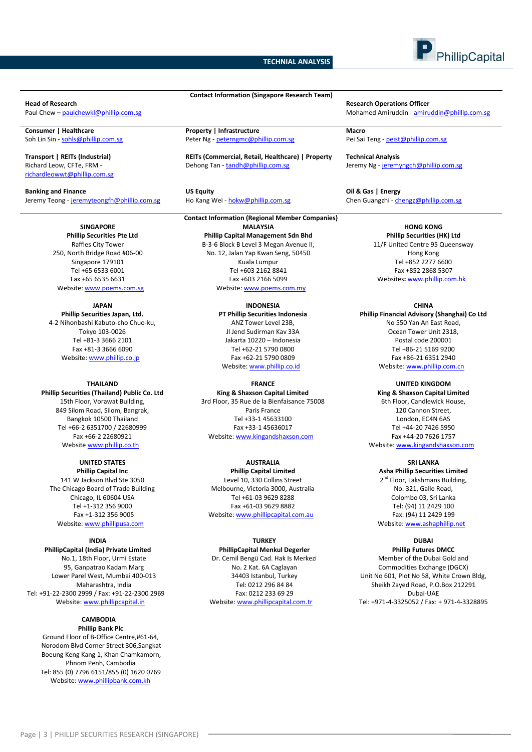## Contact Information (Singapore Research Team)

**Head of Research**
Paul Chew – paulchewkl@phillip.com.sg

**Research Operations Officer**
Mohamed Amiruddin - amiruddin@phillip.com.sg

**Consumer | Healthcare**
Soh Lin Sin - sohls@phillip.com.sg

**Property | Infrastructure**
Peter Ng - peterngmc@phillip.com.sg

**Macro**
Pei Sai Teng - peist@phillip.com.sg

**Transport | REITs (Industrial)**
Richard Leow, CFTe, FRM - richardleowwt@phillip.com.sg

**REITs (Commercial, Retail, Healthcare) | Property**
Dehong Tan - tandh@phillip.com.sg

**Technical Analysis**
Jeremy Ng - jeremyngch@phillip.com.sg

**Banking and Finance**
Jeremy Teong - jeremyteongfh@phillip.com.sg

**US Equity**
Ho Kang Wei - hokw@phillip.com.sg

**Oil & Gas | Energy**
Chen Guangzhi - chengz@phillip.com.sg

## Contact Information (Regional Member Companies)

**SINGAPORE**
**Phillip Securities Pte Ltd**
Raffles City Tower
250, North Bridge Road #06-00
Singapore 179101
Tel +65 6533 6001
Fax +65 6535 6631
Website: www.poems.com.sg

**MALAYSIA**
**Phillip Capital Management Sdn Bhd**
B-3-6 Block B Level 3 Megan Avenue II,
No. 12, Jalan Yap Kwan Seng, 50450
Kuala Lumpur
Tel +603 2162 8841
Fax +603 2166 5099
Website: www.poems.com.my

**HONG KONG**
**Phillip Securities (HK) Ltd**
11/F United Centre 95 Queensway
Hong Kong
Tel +852 2277 6600
Fax +852 2868 5307
Websites: www.phillip.com.hk

**JAPAN**
**Phillip Securities Japan, Ltd.**
4-2 Nihonbashi Kabuto-cho Chuo-ku,
Tokyo 103-0026
Tel +81-3 3666 2101
Fax +81-3 3666 6090
Website: www.phillip.co.jp

**INDONESIA**
**PT Phillip Securities Indonesia**
ANZ Tower Level 23B,
Jl Jend Sudirman Kav 33A
Jakarta 10220 – Indonesia
Tel +62-21 5790 0800
Fax +62-21 5790 0809
Website: www.phillip.co.id

**CHINA**
**Phillip Financial Advisory (Shanghai) Co Ltd**
No 550 Yan An East Road,
Ocean Tower Unit 2318,
Postal code 200001
Tel +86-21 5169 9200
Fax +86-21 6351 2940
Website: www.phillip.com.cn

**THAILAND**
**Phillip Securities (Thailand) Public Co. Ltd**
15th Floor, Vorawat Building,
849 Silom Road, Silom, Bangrak,
Bangkok 10500 Thailand
Tel +66-2 6351700 / 22680999
Fax +66-2 22680921
Website www.phillip.co.th

**FRANCE**
**King & Shaxson Capital Limited**
3rd Floor, 35 Rue de la Bienfaisance 75008
Paris France
Tel +33-1 45633100
Fax +33-1 45636017
Website: www.kingandshaxson.com

**UNITED KINGDOM**
**King & Shaxson Capital Limited**
6th Floor, Candlewick House,
120 Cannon Street,
London, EC4N 6AS
Tel +44-20 7426 5950
Fax +44-20 7626 1757
Website: www.kingandshaxson.com

**UNITED STATES**
**Phillip Capital Inc**
141 W Jackson Blvd Ste 3050
The Chicago Board of Trade Building
Chicago, IL 60604 USA
Tel +1-312 356 9000
Fax +1-312 356 9005
Website: www.phillipusa.com

**AUSTRALIA**
**Phillip Capital Limited**
Level 10, 330 Collins Street
Melbourne, Victoria 3000, Australia
Tel +61-03 9629 8288
Fax +61-03 9629 8882
Website: www.phillipcapital.com.au

**SRI LANKA**
**Asha Phillip Securities Limited**
2nd Floor, Lakshmans Building,
No. 321, Galle Road,
Colombo 03, Sri Lanka
Tel: (94) 11 2429 100
Fax: (94) 11 2429 199
Website: www.ashaphillip.net

**INDIA**
**PhillipCapital (India) Private Limited**
No.1, 18th Floor, Urmi Estate
95, Ganpatrao Kadam Marg
Lower Parel West, Mumbai 400-013
Maharashtra, India
Tel: +91-22-2300 2999 / Fax: +91-22-2300 2969
Website: www.phillipcapital.in

**TURKEY**
**PhillipCapital Menkul Degerler**
Dr. Cemil Bengü Cad. Hak Is Merkezi
No. 2 Kat. 6A Caglayan
34403 Istanbul, Turkey
Tel: 0212 296 84 84
Fax: 0212 233 69 29
Website: www.phillipcapital.com.tr

**DUBAI**
**Phillip Futures DMCC**
Member of the Dubai Gold and
Commodities Exchange (DGCX)
Unit No 601, Plot No 58, White Crown Bldg,
Sheikh Zayed Road, P.O.Box 212291
Dubai-UAE
Tel: +971-4-3325052 / Fax: + 971-4-3328895

**CAMBODIA**
**Phillip Bank Plc**
Ground Floor of B-Office Centre,#61-64,
Norodom Blvd Corner Street 306,Sangkat
Boeung Keng Kang 1, Khan Chamkamorn,
Phnom Penh, Cambodia
Tel: 855 (0) 7796 6151/855 (0) 1620 0769
Website: www.phillipbank.com.kh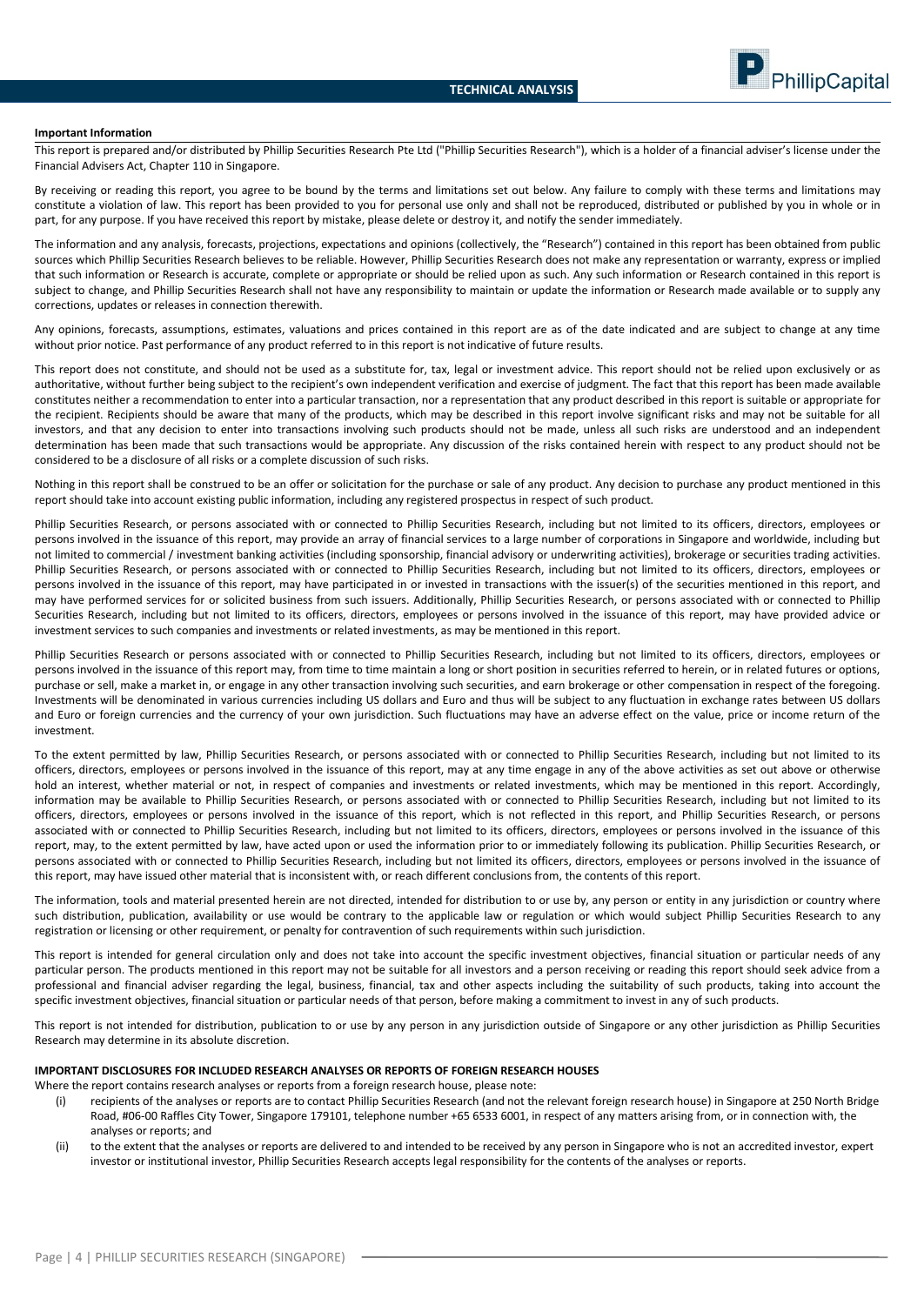**Important Information**

This report is prepared and/or distributed by Phillip Securities Research Pte Ltd ("Phillip Securities Research"), which is a holder of a financial adviser's license under the Financial Advisers Act, Chapter 110 in Singapore.

By receiving or reading this report, you agree to be bound by the terms and limitations set out below. Any failure to comply with these terms and limitations may constitute a violation of law. This report has been provided to you for personal use only and shall not be reproduced, distributed or published by you in whole or in part, for any purpose. If you have received this report by mistake, please delete or destroy it, and notify the sender immediately.

The information and any analysis, forecasts, projections, expectations and opinions (collectively, the "Research") contained in this report has been obtained from public sources which Phillip Securities Research believes to be reliable. However, Phillip Securities Research does not make any representation or warranty, express or implied that such information or Research is accurate, complete or appropriate or should be relied upon as such. Any such information or Research contained in this report is subject to change, and Phillip Securities Research shall not have any responsibility to maintain or update the information or Research made available or to supply any corrections, updates or releases in connection therewith.

Any opinions, forecasts, assumptions, estimates, valuations and prices contained in this report are as of the date indicated and are subject to change at any time without prior notice. Past performance of any product referred to in this report is not indicative of future results.

This report does not constitute, and should not be used as a substitute for, tax, legal or investment advice. This report should not be relied upon exclusively or as authoritative, without further being subject to the recipient's own independent verification and exercise of judgment. The fact that this report has been made available constitutes neither a recommendation to enter into a particular transaction, nor a representation that any product described in this report is suitable or appropriate for the recipient. Recipients should be aware that many of the products, which may be described in this report involve significant risks and may not be suitable for all investors, and that any decision to enter into transactions involving such products should not be made, unless all such risks are understood and an independent determination has been made that such transactions would be appropriate. Any discussion of the risks contained herein with respect to any product should not be considered to be a disclosure of all risks or a complete discussion of such risks.

Nothing in this report shall be construed to be an offer or solicitation for the purchase or sale of any product. Any decision to purchase any product mentioned in this report should take into account existing public information, including any registered prospectus in respect of such product.

Phillip Securities Research, or persons associated with or connected to Phillip Securities Research, including but not limited to its officers, directors, employees or persons involved in the issuance of this report, may provide an array of financial services to a large number of corporations in Singapore and worldwide, including but not limited to commercial / investment banking activities (including sponsorship, financial advisory or underwriting activities), brokerage or securities trading activities. Phillip Securities Research, or persons associated with or connected to Phillip Securities Research, including but not limited to its officers, directors, employees or persons involved in the issuance of this report, may have participated in or invested in transactions with the issuer(s) of the securities mentioned in this report, and may have performed services for or solicited business from such issuers. Additionally, Phillip Securities Research, or persons associated with or connected to Phillip Securities Research, including but not limited to its officers, directors, employees or persons involved in the issuance of this report, may have provided advice or investment services to such companies and investments or related investments, as may be mentioned in this report.

Phillip Securities Research or persons associated with or connected to Phillip Securities Research, including but not limited to its officers, directors, employees or persons involved in the issuance of this report may, from time to time maintain a long or short position in securities referred to herein, or in related futures or options, purchase or sell, make a market in, or engage in any other transaction involving such securities, and earn brokerage or other compensation in respect of the foregoing. Investments will be denominated in various currencies including US dollars and Euro and thus will be subject to any fluctuation in exchange rates between US dollars and Euro or foreign currencies and the currency of your own jurisdiction. Such fluctuations may have an adverse effect on the value, price or income return of the investment.

To the extent permitted by law, Phillip Securities Research, or persons associated with or connected to Phillip Securities Research, including but not limited to its officers, directors, employees or persons involved in the issuance of this report, may at any time engage in any of the above activities as set out above or otherwise hold an interest, whether material or not, in respect of companies and investments or related investments, which may be mentioned in this report. Accordingly, information may be available to Phillip Securities Research, or persons associated with or connected to Phillip Securities Research, including but not limited to its officers, directors, employees or persons involved in the issuance of this report, which is not reflected in this report, and Phillip Securities Research, or persons associated with or connected to Phillip Securities Research, including but not limited to its officers, directors, employees or persons involved in the issuance of this report, may, to the extent permitted by law, have acted upon or used the information prior to or immediately following its publication. Phillip Securities Research, or persons associated with or connected to Phillip Securities Research, including but not limited its officers, directors, employees or persons involved in the issuance of this report, may have issued other material that is inconsistent with, or reach different conclusions from, the contents of this report.

The information, tools and material presented herein are not directed, intended for distribution to or use by, any person or entity in any jurisdiction or country where such distribution, publication, availability or use would be contrary to the applicable law or regulation or which would subject Phillip Securities Research to any registration or licensing or other requirement, or penalty for contravention of such requirements within such jurisdiction.

This report is intended for general circulation only and does not take into account the specific investment objectives, financial situation or particular needs of any particular person. The products mentioned in this report may not be suitable for all investors and a person receiving or reading this report should seek advice from a professional and financial adviser regarding the legal, business, financial, tax and other aspects including the suitability of such products, taking into account the specific investment objectives, financial situation or particular needs of that person, before making a commitment to invest in any of such products.

This report is not intended for distribution, publication to or use by any person in any jurisdiction outside of Singapore or any other jurisdiction as Phillip Securities Research may determine in its absolute discretion.

**IMPORTANT DISCLOSURES FOR INCLUDED RESEARCH ANALYSES OR REPORTS OF FOREIGN RESEARCH HOUSES**

Where the report contains research analyses or reports from a foreign research house, please note:

(i) recipients of the analyses or reports are to contact Phillip Securities Research (and not the relevant foreign research house) in Singapore at 250 North Bridge Road, #06-00 Raffles City Tower, Singapore 179101, telephone number +65 6533 6001, in respect of any matters arising from, or in connection with, the analyses or reports; and

(ii) to the extent that the analyses or reports are delivered to and intended to be received by any person in Singapore who is not an accredited investor, expert investor or institutional investor, Phillip Securities Research accepts legal responsibility for the contents of the analyses or reports.